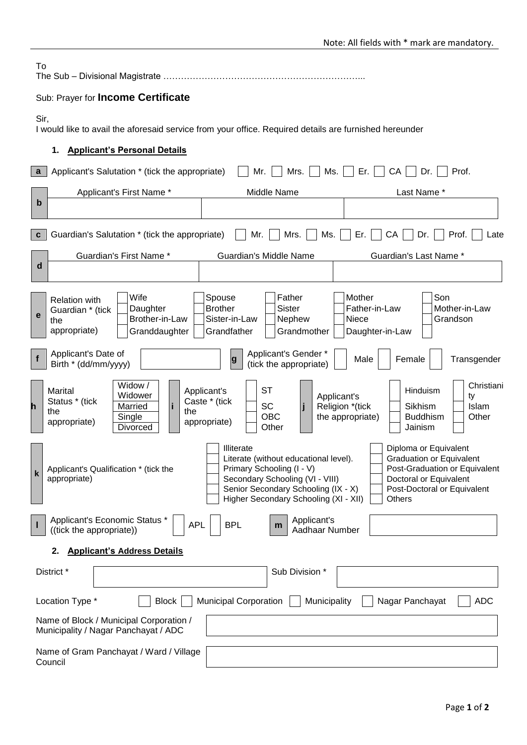Note: All fields with * mark are mandatory.

To
The Sub – Divisional Magistrate …………………………………………………………...

Sub: Prayer for **Income Certificate**

Sir,
I would like to avail the aforesaid service from your office. Required details are furnished hereunder

1. **Applicant's Personal Details**

| | | | |
|---|---|---|---|
| **a** | Applicant's Salutation * (tick the appropriate) | ☐ Mr. ☐ Mrs. ☐ Ms. ☐ Er. ☐ CA ☐ Dr. ☐ Prof. | |

| | Applicant's First Name * | Middle Name | Last Name * |
|---|---|---|---|
| **b** | | | |

| | | |
|---|---|---|
| **c** | Guardian's Salutation * (tick the appropriate) | ☐ Mr. ☐ Mrs. ☐ Ms. ☐ Er. ☐ CA ☐ Dr. ☐ Prof. ☐ Late |

| | Guardian's First Name * | Guardian's Middle Name | Guardian's Last Name * |
|---|---|---|---|
| **d** | | | |

| | | | | | | |
|---|---|---|---|---|---|---|
| **e** | Relation with Guardian * (tick the appropriate) | ☐ Wife<br>☐ Daughter<br>☐ Brother-in-Law<br>☐ Granddaughter | ☐ Spouse<br>☐ Brother<br>☐ Sister-in-Law<br>☐ Grandfather | ☐ Father<br>☐ Sister<br>☐ Nephew<br>☐ Grandmother | ☐ Mother<br>☐ Father-in-Law<br>☐ Niece<br>☐ Daughter-in-Law | ☐ Son<br>☐ Mother-in-Law<br>☐ Grandson<br>☐ |

| | | | | | |
|---|---|---|---|---|---|
| **f** | Applicant's Date of Birth * (dd/mm/yyyy) | | **g** | Applicant's Gender * (tick the appropriate) | ☐ Male ☐ Female ☐ Transgender |

| | | | | | | | | |
|---|---|---|---|---|---|---|---|---|
| **h** | Marital Status * (tick the appropriate) | ☐ Widow / Widower<br>☐ Married<br>☐ Single<br>☐ Divorced | **i** | Applicant's Caste * (tick the appropriate) | ☐ ST<br>☐ SC<br>☐ OBC<br>☐ Other | **j** | Applicant's Religion *(tick the appropriate) | ☐ Hinduism ☐ Christianity<br>☐ Sikhism ☐ Islam<br>☐ Buddhism ☐ Other<br>☐ Jainism ☐ |

| | | | |
|---|---|---|---|
| **k** | Applicant's Qualification * (tick the appropriate) | ☐ Illiterate<br>☐ Literate (without educational level).<br>☐ Primary Schooling (I - V)<br>☐ Secondary Schooling (VI - VIII)<br>☐ Senior Secondary Schooling (IX - X)<br>☐ Higher Secondary Schooling (XI - XII) | ☐ Diploma or Equivalent<br>☐ Graduation or Equivalent<br>☐ Post-Graduation or Equivalent<br>☐ Doctoral or Equivalent<br>☐ Post-Doctoral or Equivalent<br>☐ Others |

| | | | | | |
|---|---|---|---|---|---|
| **l** | Applicant's Economic Status * ((tick the appropriate)) | ☐ APL ☐ BPL | **m** | Applicant's Aadhaar Number | |

2. **Applicant's Address Details**

| | | | |
|---|---|---|---|
| District * | | Sub Division * | |

Location Type * ☐ Block ☐ Municipal Corporation ☐ Municipality ☐ Nagar Panchayat ☐ ADC

| | |
|---|---|
| Name of Block / Municipal Corporation / Municipality / Nagar Panchayat / ADC | |
| Name of Gram Panchayat / Ward / Village Council | |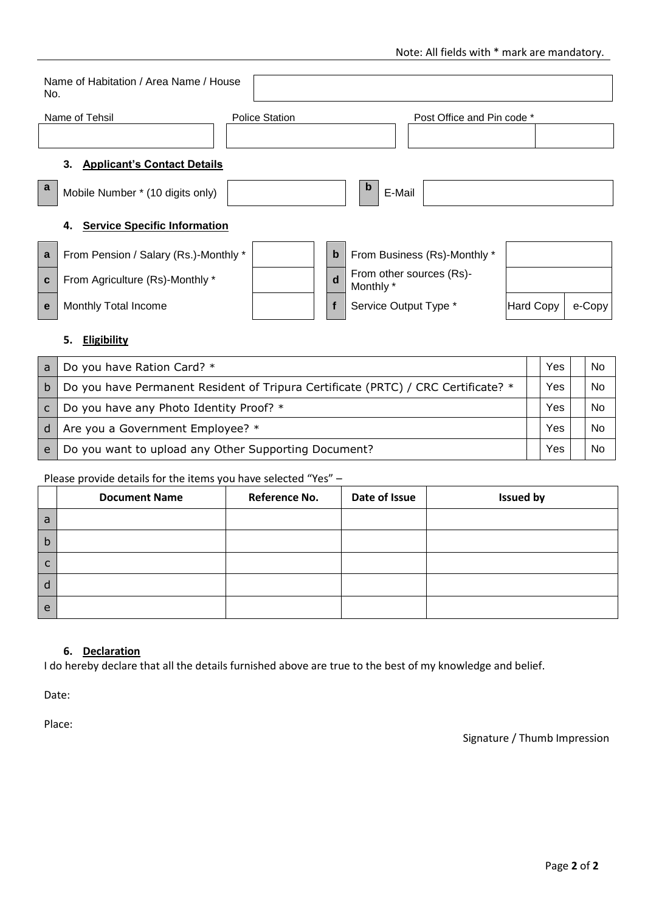Note: All fields with * mark are mandatory.

| | |
|---|---|
| Name of Habitation / Area Name / House No. | |

| Name of Tehsil | Police Station | Post Office and Pin code * | |
|---|---|---|---|
| | | | |

### 3. Applicant's Contact Details

| | | | | | |
|---|---|---|---|---|---|
| a | Mobile Number * (10 digits only) | | b | E-Mail | |

### 4. Service Specific Information

| | | | | | | |
|---|---|---|---|---|---|---|
| a | From Pension / Salary (Rs.)-Monthly * | | b | From Business (Rs)-Monthly * | | |
| c | From Agriculture (Rs)-Monthly * | | d | From other sources (Rs)-Monthly * | | |
| e | Monthly Total Income | | f | Service Output Type * | Hard Copy | e-Copy |

### 5. Eligibility

| | | | | | |
|---|---|---|---|---|---|
| a | Do you have Ration Card? * | | Yes | | No |
| b | Do you have Permanent Resident of Tripura Certificate (PRTC) / CRC Certificate? * | | Yes | | No |
| c | Do you have any Photo Identity Proof? * | | Yes | | No |
| d | Are you a Government Employee? * | | Yes | | No |
| e | Do you want to upload any Other Supporting Document? | | Yes | | No |

Please provide details for the items you have selected "Yes" –

| | Document Name | Reference No. | Date of Issue | Issued by |
|---|---|---|---|---|
| a | | | | |
| b | | | | |
| c | | | | |
| d | | | | |
| e | | | | |

### 6. Declaration

I do hereby declare that all the details furnished above are true to the best of my knowledge and belief.

Date:

Place:

Signature / Thumb Impression